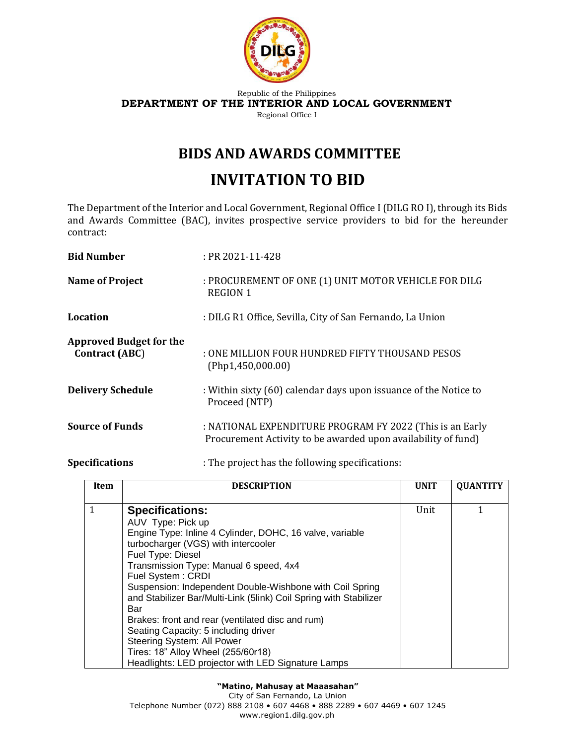Republic of the Philippines
**DEPARTMENT OF THE INTERIOR AND LOCAL GOVERNMENT**
Regional Office I

# BIDS AND AWARDS COMMITTEE

# INVITATION TO BID

The Department of the Interior and Local Government, Regional Office I (DILG RO I), through its Bids and Awards Committee (BAC), invites prospective service providers to bid for the hereunder contract:

**Bid Number** : PR 2021-11-428

**Name of Project** : PROCUREMENT OF ONE (1) UNIT MOTOR VEHICLE FOR DILG REGION 1

**Location** : DILG R1 Office, Sevilla, City of San Fernando, La Union

**Approved Budget for the Contract (ABC)** : ONE MILLION FOUR HUNDRED FIFTY THOUSAND PESOS (Php1,450,000.00)

**Delivery Schedule** : Within sixty (60) calendar days upon issuance of the Notice to Proceed (NTP)

**Source of Funds** : NATIONAL EXPENDITURE PROGRAM FY 2022 (This is an Early Procurement Activity to be awarded upon availability of fund)

**Specifications** : The project has the following specifications:

| Item | DESCRIPTION | UNIT | QUANTITY |
|---|---|---|---|
| 1 | **Specifications:**<br>AUV Type: Pick up<br>Engine Type: Inline 4 Cylinder, DOHC, 16 valve, variable turbocharger (VGS) with intercooler<br>Fuel Type: Diesel<br>Transmission Type: Manual 6 speed, 4x4<br>Fuel System : CRDI<br>Suspension: Independent Double-Wishbone with Coil Spring and Stabilizer Bar/Multi-Link (5link) Coil Spring with Stabilizer Bar<br>Brakes: front and rear (ventilated disc and rum)<br>Seating Capacity: 5 including driver<br>Steering System: All Power<br>Tires: 18" Alloy Wheel (255/60r18)<br>Headlights: LED projector with LED Signature Lamps | Unit | 1 |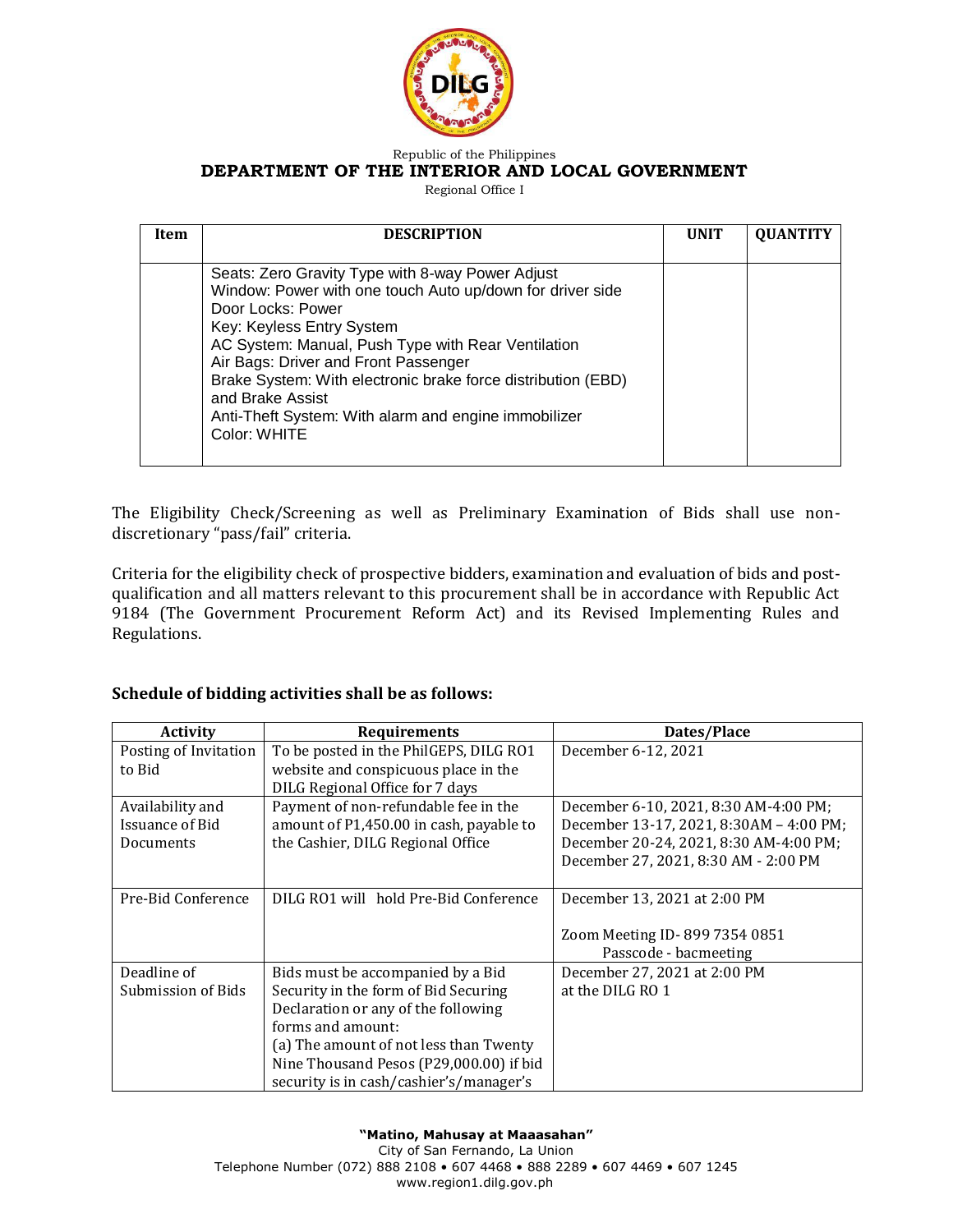| Item | DESCRIPTION | UNIT | QUANTITY |
|---|---|---|---|
| | Seats: Zero Gravity Type with 8-way Power Adjust<br>Window: Power with one touch Auto up/down for driver side<br>Door Locks: Power<br>Key: Keyless Entry System<br>AC System: Manual, Push Type with Rear Ventilation<br>Air Bags: Driver and Front Passenger<br>Brake System: With electronic brake force distribution (EBD) and Brake Assist<br>Anti-Theft System: With alarm and engine immobilizer<br>Color: WHITE | | |

The Eligibility Check/Screening as well as Preliminary Examination of Bids shall use non-discretionary "pass/fail" criteria.

Criteria for the eligibility check of prospective bidders, examination and evaluation of bids and post-qualification and all matters relevant to this procurement shall be in accordance with Republic Act 9184 (The Government Procurement Reform Act) and its Revised Implementing Rules and Regulations.

**Schedule of bidding activities shall be as follows:**

| Activity | Requirements | Dates/Place |
|---|---|---|
| Posting of Invitation to Bid | To be posted in the PhilGEPS, DILG RO1 website and conspicuous place in the DILG Regional Office for 7 days | December 6-12, 2021 |
| Availability and Issuance of Bid Documents | Payment of non-refundable fee in the amount of P1,450.00 in cash, payable to the Cashier, DILG Regional Office | December 6-10, 2021, 8:30 AM-4:00 PM;<br>December 13-17, 2021, 8:30AM – 4:00 PM;<br>December 20-24, 2021, 8:30 AM-4:00 PM;<br>December 27, 2021, 8:30 AM - 2:00 PM |
| Pre-Bid Conference | DILG RO1 will hold Pre-Bid Conference | December 13, 2021 at 2:00 PM<br><br>Zoom Meeting ID- 899 7354 0851<br>Passcode - bacmeeting |
| Deadline of Submission of Bids | Bids must be accompanied by a Bid Security in the form of Bid Securing Declaration or any of the following forms and amount:<br>(a) The amount of not less than Twenty Nine Thousand Pesos (P29,000.00) if bid security is in cash/cashier's/manager's | December 27, 2021 at 2:00 PM<br>at the DILG RO 1 |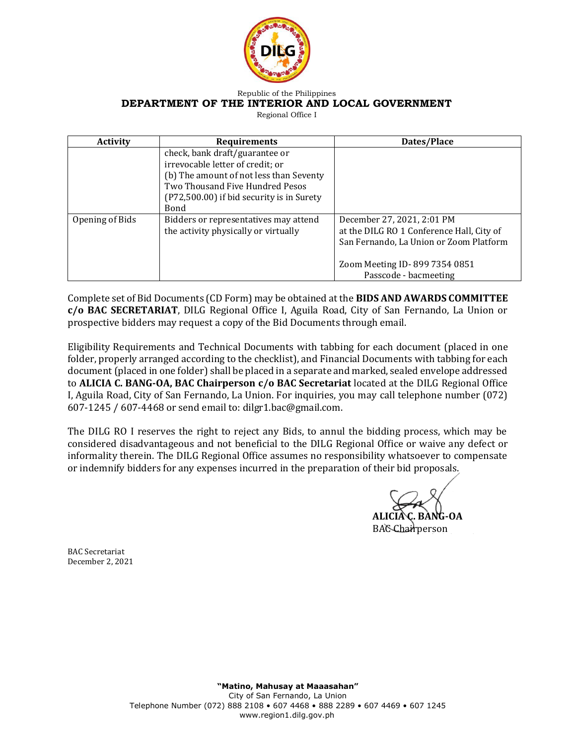| Activity | Requirements | Dates/Place |
|---|---|---|
| | check, bank draft/guarantee or irrevocable letter of credit; or (b) The amount of not less than Seventy Two Thousand Five Hundred Pesos (P72,500.00) if bid security is in Surety Bond | |
| Opening of Bids | Bidders or representatives may attend the activity physically or virtually | December 27, 2021, 2:01 PM at the DILG RO 1 Conference Hall, City of San Fernando, La Union or Zoom Platform<br><br>Zoom Meeting ID- 899 7354 0851<br>Passcode - bacmeeting |

Complete set of Bid Documents (CD Form) may be obtained at the **BIDS AND AWARDS COMMITTEE c/o BAC SECRETARIAT**, DILG Regional Office I, Aguila Road, City of San Fernando, La Union or prospective bidders may request a copy of the Bid Documents through email.

Eligibility Requirements and Technical Documents with tabbing for each document (placed in one folder, properly arranged according to the checklist), and Financial Documents with tabbing for each document (placed in one folder) shall be placed in a separate and marked, sealed envelope addressed to **ALICIA C. BANG-OA, BAC Chairperson c/o BAC Secretariat** located at the DILG Regional Office I, Aguila Road, City of San Fernando, La Union. For inquiries, you may call telephone number (072) 607-1245 / 607-4468 or send email to: dilgr1.bac@gmail.com.

The DILG RO I reserves the right to reject any Bids, to annul the bidding process, which may be considered disadvantageous and not beneficial to the DILG Regional Office or waive any defect or informality therein. The DILG Regional Office assumes no responsibility whatsoever to compensate or indemnify bidders for any expenses incurred in the preparation of their bid proposals.

**ALICIA C. BANG-OA**
BAC Chairperson

BAC Secretariat
December 2, 2021